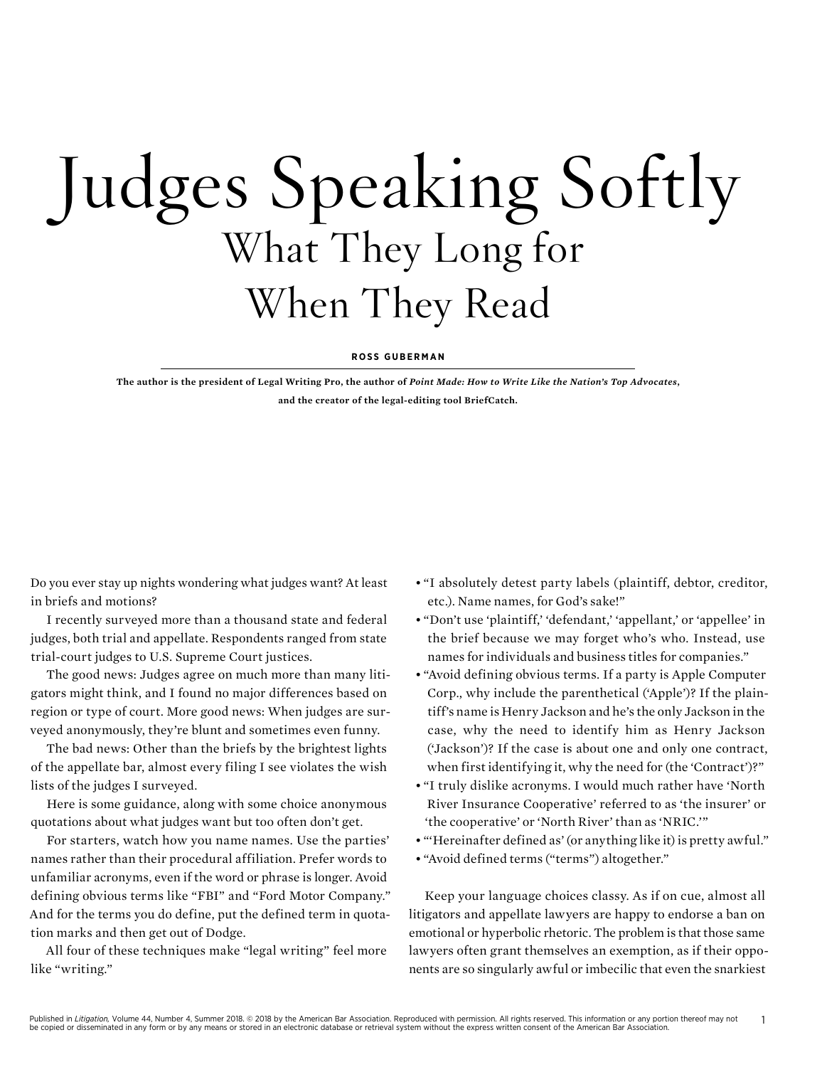# Judges Speaking Softly

## What They Long for When They Read

**ROSS GUBERMAN**

**The author is the president of Legal Writing Pro, the author of *Point Made: How to Write Like the Nation's Top Advocates*, and the creator of the legal-editing tool BriefCatch.**

Do you ever stay up nights wondering what judges want? At least in briefs and motions?

I recently surveyed more than a thousand state and federal judges, both trial and appellate. Respondents ranged from state trial-court judges to U.S. Supreme Court justices.

The good news: Judges agree on much more than many litigators might think, and I found no major differences based on region or type of court. More good news: When judges are surveyed anonymously, they're blunt and sometimes even funny.

The bad news: Other than the briefs by the brightest lights of the appellate bar, almost every filing I see violates the wish lists of the judges I surveyed.

Here is some guidance, along with some choice anonymous quotations about what judges want but too often don't get.

For starters, watch how you name names. Use the parties' names rather than their procedural affiliation. Prefer words to unfamiliar acronyms, even if the word or phrase is longer. Avoid defining obvious terms like "FBI" and "Ford Motor Company." And for the terms you do define, put the defined term in quotation marks and then get out of Dodge.

All four of these techniques make "legal writing" feel more like "writing."

- "I absolutely detest party labels (plaintiff, debtor, creditor, etc.). Name names, for God's sake!"
- "Don't use 'plaintiff,' 'defendant,' 'appellant,' or 'appellee' in the brief because we may forget who's who. Instead, use names for individuals and business titles for companies."
- "Avoid defining obvious terms. If a party is Apple Computer Corp., why include the parenthetical ('Apple')? If the plaintiff's name is Henry Jackson and he's the only Jackson in the case, why the need to identify him as Henry Jackson ('Jackson')? If the case is about one and only one contract, when first identifying it, why the need for (the 'Contract')?"
- "I truly dislike acronyms. I would much rather have 'North River Insurance Cooperative' referred to as 'the insurer' or 'the cooperative' or 'North River' than as 'NRIC.'"
- "'Hereinafter defined as' (or anything like it) is pretty awful."
- "Avoid defined terms ("terms") altogether."

Keep your language choices classy. As if on cue, almost all litigators and appellate lawyers are happy to endorse a ban on emotional or hyperbolic rhetoric. The problem is that those same lawyers often grant themselves an exemption, as if their opponents are so singularly awful or imbecilic that even the snarkiest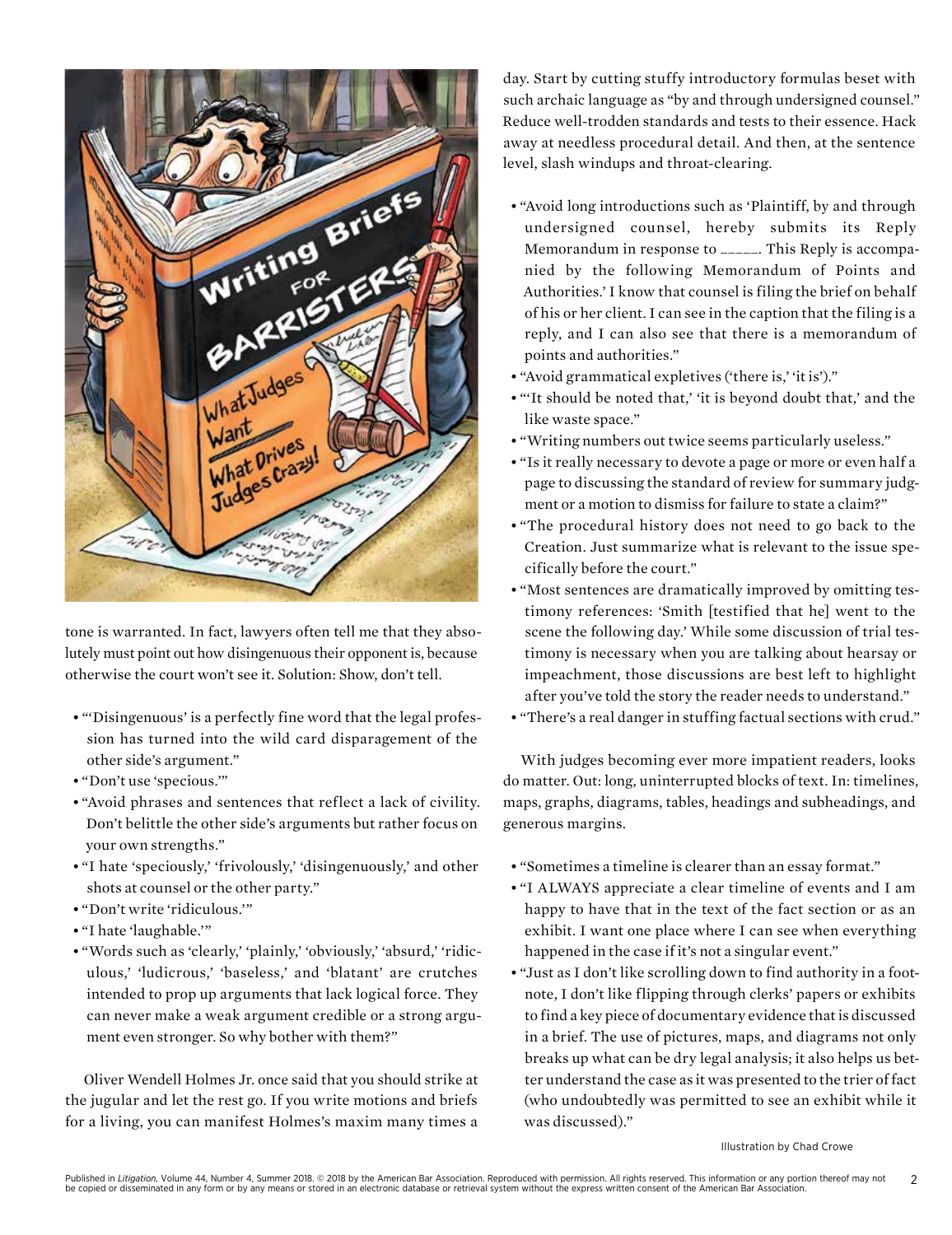tone is warranted. In fact, lawyers often tell me that they absolutely must point out how disingenuous their opponent is, because otherwise the court won't see it. Solution: Show, don't tell.

- "'Disingenuous' is a perfectly fine word that the legal profession has turned into the wild card disparagement of the other side's argument."
- "Don't use 'specious.'"
- "Avoid phrases and sentences that reflect a lack of civility. Don't belittle the other side's arguments but rather focus on your own strengths."
- "I hate 'speciously,' 'frivolously,' 'disingenuously,' and other shots at counsel or the other party."
- "Don't write 'ridiculous.'"
- "I hate 'laughable.'"
- "Words such as 'clearly,' 'plainly,' 'obviously,' 'absurd,' 'ridiculous,' 'ludicrous,' 'baseless,' and 'blatant' are crutches intended to prop up arguments that lack logical force. They can never make a weak argument credible or a strong argument even stronger. So why bother with them?"

Oliver Wendell Holmes Jr. once said that you should strike at the jugular and let the rest go. If you write motions and briefs for a living, you can manifest Holmes's maxim many times a day. Start by cutting stuffy introductory formulas beset with such archaic language as "by and through undersigned counsel." Reduce well-trodden standards and tests to their essence. Hack away at needless procedural detail. And then, at the sentence level, slash windups and throat-clearing.

- "Avoid long introductions such as 'Plaintiff, by and through undersigned counsel, hereby submits its Reply Memorandum in response to _____. This Reply is accompanied by the following Memorandum of Points and Authorities.' I know that counsel is filing the brief on behalf of his or her client. I can see in the caption that the filing is a reply, and I can also see that there is a memorandum of points and authorities."
- "Avoid grammatical expletives ('there is,' 'it is')."
- "'It should be noted that,' 'it is beyond doubt that,' and the like waste space."
- "Writing numbers out twice seems particularly useless."
- "Is it really necessary to devote a page or more or even half a page to discussing the standard of review for summary judgment or a motion to dismiss for failure to state a claim?"
- "The procedural history does not need to go back to the Creation. Just summarize what is relevant to the issue specifically before the court."
- "Most sentences are dramatically improved by omitting testimony references: 'Smith [testified that he] went to the scene the following day.' While some discussion of trial testimony is necessary when you are talking about hearsay or impeachment, those discussions are best left to highlight after you've told the story the reader needs to understand."
- "There's a real danger in stuffing factual sections with crud."

With judges becoming ever more impatient readers, looks do matter. Out: long, uninterrupted blocks of text. In: timelines, maps, graphs, diagrams, tables, headings and subheadings, and generous margins.

- "Sometimes a timeline is clearer than an essay format."
- "I ALWAYS appreciate a clear timeline of events and I am happy to have that in the text of the fact section or as an exhibit. I want one place where I can see when everything happened in the case if it's not a singular event."
- "Just as I don't like scrolling down to find authority in a footnote, I don't like flipping through clerks' papers or exhibits to find a key piece of documentary evidence that is discussed in a brief. The use of pictures, maps, and diagrams not only breaks up what can be dry legal analysis; it also helps us better understand the case as it was presented to the trier of fact (who undoubtedly was permitted to see an exhibit while it was discussed)."

Illustration by Chad Crowe

Published in *Litigation,* Volume 44, Number 4, Summer 2018. © 2018 by the American Bar Association. Reproduced with permission. All rights reserved. This information or any portion thereof may not be copied or disseminated in any form or by any means or stored in an electronic database or retrieval system without the express written consent of the American Bar Association.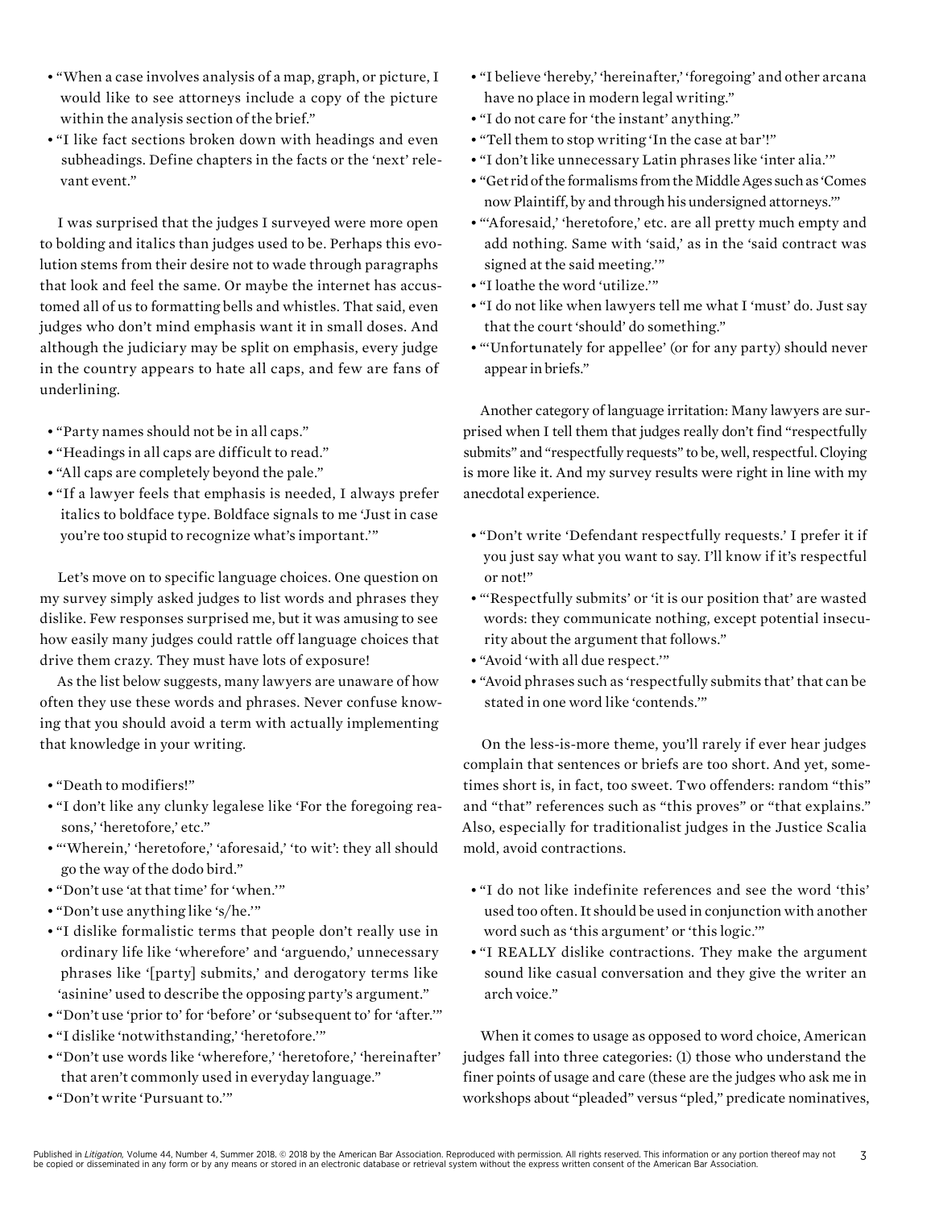- "When a case involves analysis of a map, graph, or picture, I would like to see attorneys include a copy of the picture within the analysis section of the brief."
- "I like fact sections broken down with headings and even subheadings. Define chapters in the facts or the 'next' relevant event."

I was surprised that the judges I surveyed were more open to bolding and italics than judges used to be. Perhaps this evolution stems from their desire not to wade through paragraphs that look and feel the same. Or maybe the internet has accustomed all of us to formatting bells and whistles. That said, even judges who don't mind emphasis want it in small doses. And although the judiciary may be split on emphasis, every judge in the country appears to hate all caps, and few are fans of underlining.

- "Party names should not be in all caps."
- "Headings in all caps are difficult to read."
- "All caps are completely beyond the pale."
- "If a lawyer feels that emphasis is needed, I always prefer italics to boldface type. Boldface signals to me 'Just in case you're too stupid to recognize what's important.'"

Let's move on to specific language choices. One question on my survey simply asked judges to list words and phrases they dislike. Few responses surprised me, but it was amusing to see how easily many judges could rattle off language choices that drive them crazy. They must have lots of exposure!

As the list below suggests, many lawyers are unaware of how often they use these words and phrases. Never confuse knowing that you should avoid a term with actually implementing that knowledge in your writing.

- "Death to modifiers!"
- "I don't like any clunky legalese like 'For the foregoing reasons,' 'heretofore,' etc."
- "'Wherein,' 'heretofore,' 'aforesaid,' 'to wit': they all should go the way of the dodo bird."
- "Don't use 'at that time' for 'when.'"
- "Don't use anything like 's/he.'"
- "I dislike formalistic terms that people don't really use in ordinary life like 'wherefore' and 'arguendo,' unnecessary phrases like '[party] submits,' and derogatory terms like 'asinine' used to describe the opposing party's argument."
- "Don't use 'prior to' for 'before' or 'subsequent to' for 'after.'"
- "I dislike 'notwithstanding,' 'heretofore.'"
- "Don't use words like 'wherefore,' 'heretofore,' 'hereinafter' that aren't commonly used in everyday language."
- "Don't write 'Pursuant to.'"
- "I believe 'hereby,' 'hereinafter,' 'foregoing' and other arcana have no place in modern legal writing."
- "I do not care for 'the instant' anything."
- "Tell them to stop writing 'In the case at bar'!"
- "I don't like unnecessary Latin phrases like 'inter alia.'"
- "Get rid of the formalisms from the Middle Ages such as 'Comes now Plaintiff, by and through his undersigned attorneys.'"
- "'Aforesaid,' 'heretofore,' etc. are all pretty much empty and add nothing. Same with 'said,' as in the 'said contract was signed at the said meeting.'"
- "I loathe the word 'utilize.'"
- "I do not like when lawyers tell me what I 'must' do. Just say that the court 'should' do something."
- "'Unfortunately for appellee' (or for any party) should never appear in briefs."

Another category of language irritation: Many lawyers are surprised when I tell them that judges really don't find "respectfully submits" and "respectfully requests" to be, well, respectful. Cloying is more like it. And my survey results were right in line with my anecdotal experience.

- "Don't write 'Defendant respectfully requests.' I prefer it if you just say what you want to say. I'll know if it's respectful or not!"
- "'Respectfully submits' or 'it is our position that' are wasted words: they communicate nothing, except potential insecurity about the argument that follows."
- "Avoid 'with all due respect.'"
- "Avoid phrases such as 'respectfully submits that' that can be stated in one word like 'contends.'"

On the less-is-more theme, you'll rarely if ever hear judges complain that sentences or briefs are too short. And yet, sometimes short is, in fact, too sweet. Two offenders: random "this" and "that" references such as "this proves" or "that explains." Also, especially for traditionalist judges in the Justice Scalia mold, avoid contractions.

- "I do not like indefinite references and see the word 'this' used too often. It should be used in conjunction with another word such as 'this argument' or 'this logic.'"
- "I REALLY dislike contractions. They make the argument sound like casual conversation and they give the writer an arch voice."

When it comes to usage as opposed to word choice, American judges fall into three categories: (1) those who understand the finer points of usage and care (these are the judges who ask me in workshops about "pleaded" versus "pled," predicate nominatives,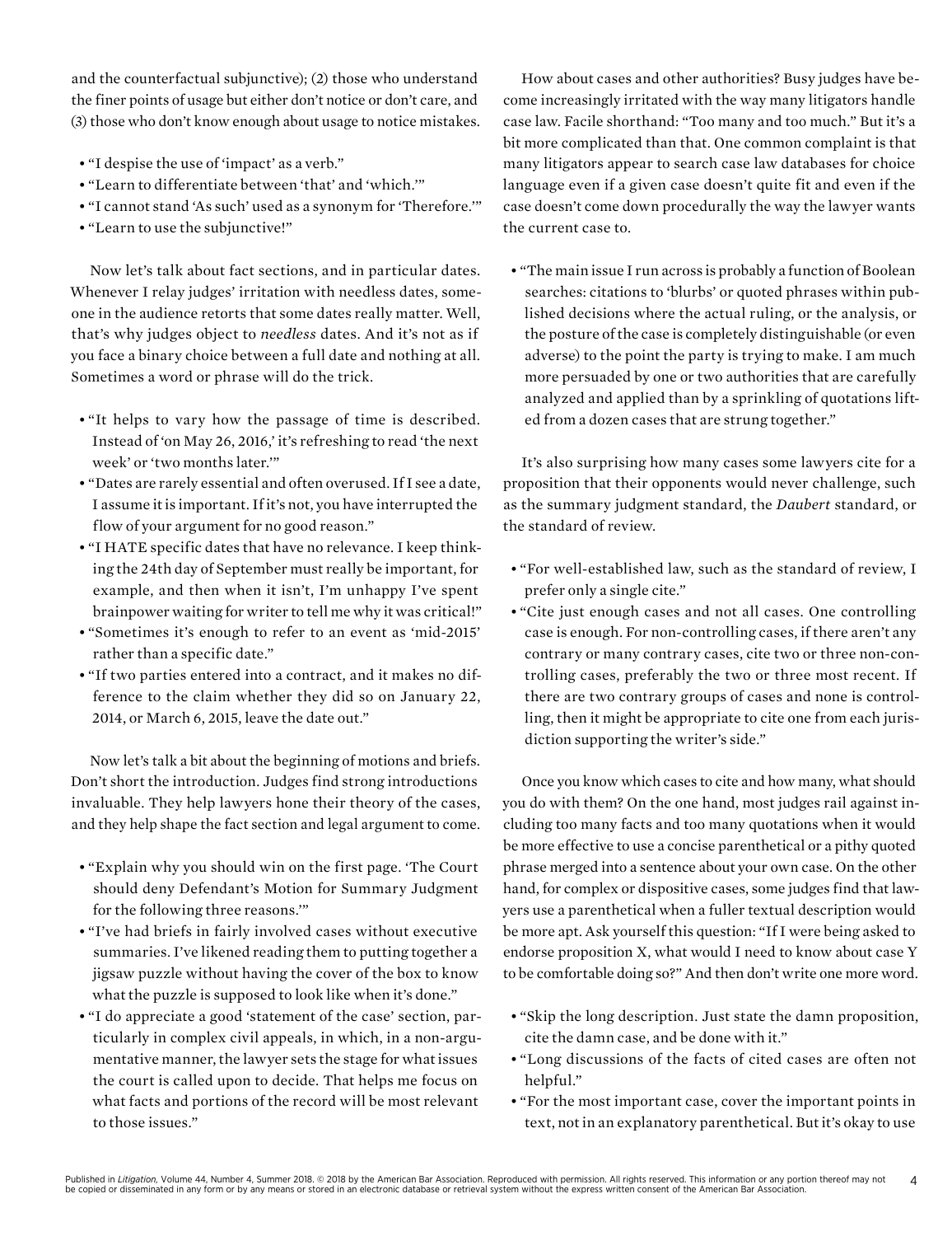and the counterfactual subjunctive); (2) those who understand the finer points of usage but either don't notice or don't care, and (3) those who don't know enough about usage to notice mistakes.

- "I despise the use of 'impact' as a verb."
- "Learn to differentiate between 'that' and 'which.'"
- "I cannot stand 'As such' used as a synonym for 'Therefore.'"
- "Learn to use the subjunctive!"

Now let's talk about fact sections, and in particular dates. Whenever I relay judges' irritation with needless dates, someone in the audience retorts that some dates really matter. Well, that's why judges object to *needless* dates. And it's not as if you face a binary choice between a full date and nothing at all. Sometimes a word or phrase will do the trick.

- "It helps to vary how the passage of time is described. Instead of 'on May 26, 2016,' it's refreshing to read 'the next week' or 'two months later.'"
- "Dates are rarely essential and often overused. If I see a date, I assume it is important. If it's not, you have interrupted the flow of your argument for no good reason."
- "I HATE specific dates that have no relevance. I keep thinking the 24th day of September must really be important, for example, and then when it isn't, I'm unhappy I've spent brainpower waiting for writer to tell me why it was critical!"
- "Sometimes it's enough to refer to an event as 'mid-2015' rather than a specific date."
- "If two parties entered into a contract, and it makes no difference to the claim whether they did so on January 22, 2014, or March 6, 2015, leave the date out."

Now let's talk a bit about the beginning of motions and briefs. Don't short the introduction. Judges find strong introductions invaluable. They help lawyers hone their theory of the cases, and they help shape the fact section and legal argument to come.

- "Explain why you should win on the first page. 'The Court should deny Defendant's Motion for Summary Judgment for the following three reasons.'"
- "I've had briefs in fairly involved cases without executive summaries. I've likened reading them to putting together a jigsaw puzzle without having the cover of the box to know what the puzzle is supposed to look like when it's done."
- "I do appreciate a good 'statement of the case' section, particularly in complex civil appeals, in which, in a non-argumentative manner, the lawyer sets the stage for what issues the court is called upon to decide. That helps me focus on what facts and portions of the record will be most relevant to those issues."

How about cases and other authorities? Busy judges have become increasingly irritated with the way many litigators handle case law. Facile shorthand: "Too many and too much." But it's a bit more complicated than that. One common complaint is that many litigators appear to search case law databases for choice language even if a given case doesn't quite fit and even if the case doesn't come down procedurally the way the lawyer wants the current case to.

- "The main issue I run across is probably a function of Boolean searches: citations to 'blurbs' or quoted phrases within published decisions where the actual ruling, or the analysis, or the posture of the case is completely distinguishable (or even adverse) to the point the party is trying to make. I am much more persuaded by one or two authorities that are carefully analyzed and applied than by a sprinkling of quotations lifted from a dozen cases that are strung together."

It's also surprising how many cases some lawyers cite for a proposition that their opponents would never challenge, such as the summary judgment standard, the *Daubert* standard, or the standard of review.

- "For well-established law, such as the standard of review, I prefer only a single cite."
- "Cite just enough cases and not all cases. One controlling case is enough. For non-controlling cases, if there aren't any contrary or many contrary cases, cite two or three non-controlling cases, preferably the two or three most recent. If there are two contrary groups of cases and none is controlling, then it might be appropriate to cite one from each jurisdiction supporting the writer's side."

Once you know which cases to cite and how many, what should you do with them? On the one hand, most judges rail against including too many facts and too many quotations when it would be more effective to use a concise parenthetical or a pithy quoted phrase merged into a sentence about your own case. On the other hand, for complex or dispositive cases, some judges find that lawyers use a parenthetical when a fuller textual description would be more apt. Ask yourself this question: "If I were being asked to endorse proposition X, what would I need to know about case Y to be comfortable doing so?" And then don't write one more word.

- "Skip the long description. Just state the damn proposition, cite the damn case, and be done with it."
- "Long discussions of the facts of cited cases are often not helpful."
- "For the most important case, cover the important points in text, not in an explanatory parenthetical. But it's okay to use

Published in *Litigation*, Volume 44, Number 4, Summer 2018. © 2018 by the American Bar Association. Reproduced with permission. All rights reserved. This information or any portion thereof may not be copied or disseminated in any form or by any means or stored in an electronic database or retrieval system without the express written consent of the American Bar Association.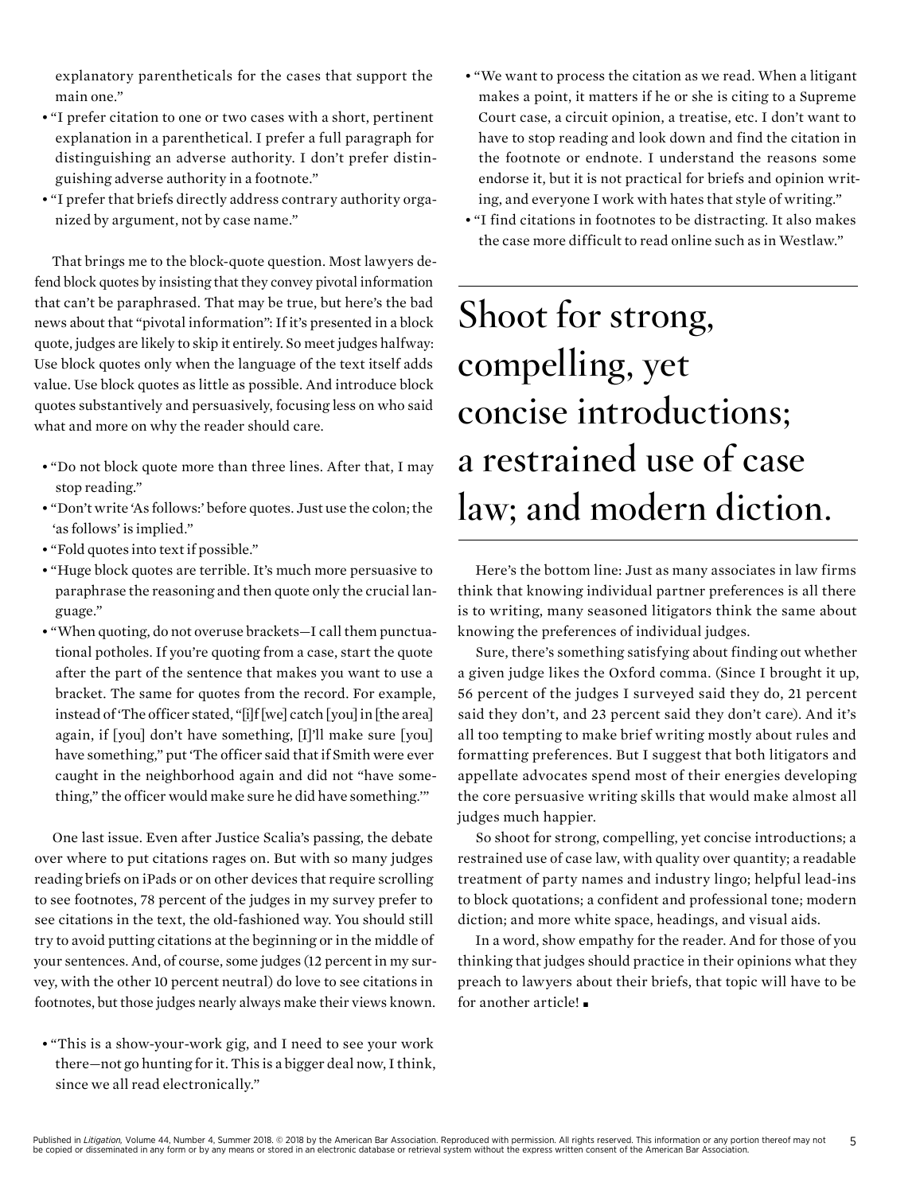explanatory parentheticals for the cases that support the main one."

- "I prefer citation to one or two cases with a short, pertinent explanation in a parenthetical. I prefer a full paragraph for distinguishing an adverse authority. I don't prefer distinguishing adverse authority in a footnote."
- "I prefer that briefs directly address contrary authority organized by argument, not by case name."

That brings me to the block-quote question. Most lawyers defend block quotes by insisting that they convey pivotal information that can't be paraphrased. That may be true, but here's the bad news about that "pivotal information": If it's presented in a block quote, judges are likely to skip it entirely. So meet judges halfway: Use block quotes only when the language of the text itself adds value. Use block quotes as little as possible. And introduce block quotes substantively and persuasively, focusing less on who said what and more on why the reader should care.

- "Do not block quote more than three lines. After that, I may stop reading."
- "Don't write 'As follows:' before quotes. Just use the colon; the 'as follows' is implied."
- "Fold quotes into text if possible."
- "Huge block quotes are terrible. It's much more persuasive to paraphrase the reasoning and then quote only the crucial language."
- "When quoting, do not overuse brackets—I call them punctuational potholes. If you're quoting from a case, start the quote after the part of the sentence that makes you want to use a bracket. The same for quotes from the record. For example, instead of 'The officer stated, "[i]f [we] catch [you] in [the area] again, if [you] don't have something, [I]'ll make sure [you] have something," put 'The officer said that if Smith were ever caught in the neighborhood again and did not "have something," the officer would make sure he did have something.'"

One last issue. Even after Justice Scalia's passing, the debate over where to put citations rages on. But with so many judges reading briefs on iPads or on other devices that require scrolling to see footnotes, 78 percent of the judges in my survey prefer to see citations in the text, the old-fashioned way. You should still try to avoid putting citations at the beginning or in the middle of your sentences. And, of course, some judges (12 percent in my survey, with the other 10 percent neutral) do love to see citations in footnotes, but those judges nearly always make their views known.

- "This is a show-your-work gig, and I need to see your work there—not go hunting for it. This is a bigger deal now, I think, since we all read electronically."
- "We want to process the citation as we read. When a litigant makes a point, it matters if he or she is citing to a Supreme Court case, a circuit opinion, a treatise, etc. I don't want to have to stop reading and look down and find the citation in the footnote or endnote. I understand the reasons some endorse it, but it is not practical for briefs and opinion writing, and everyone I work with hates that style of writing."
- "I find citations in footnotes to be distracting. It also makes the case more difficult to read online such as in Westlaw."

> Shoot for strong, compelling, yet concise introductions; a restrained use of case law; and modern diction.

Here's the bottom line: Just as many associates in law firms think that knowing individual partner preferences is all there is to writing, many seasoned litigators think the same about knowing the preferences of individual judges.

Sure, there's something satisfying about finding out whether a given judge likes the Oxford comma. (Since I brought it up, 56 percent of the judges I surveyed said they do, 21 percent said they don't, and 23 percent said they don't care). And it's all too tempting to make brief writing mostly about rules and formatting preferences. But I suggest that both litigators and appellate advocates spend most of their energies developing the core persuasive writing skills that would make almost all judges much happier.

So shoot for strong, compelling, yet concise introductions; a restrained use of case law, with quality over quantity; a readable treatment of party names and industry lingo; helpful lead-ins to block quotations; a confident and professional tone; modern diction; and more white space, headings, and visual aids.

In a word, show empathy for the reader. And for those of you thinking that judges should practice in their opinions what they preach to lawyers about their briefs, that topic will have to be for another article! ■

Published in *Litigation*, Volume 44, Number 4, Summer 2018. © 2018 by the American Bar Association. Reproduced with permission. All rights reserved. This information or any portion thereof may not be copied or disseminated in any form or by any means or stored in an electronic database or retrieval system without the express written consent of the American Bar Association.